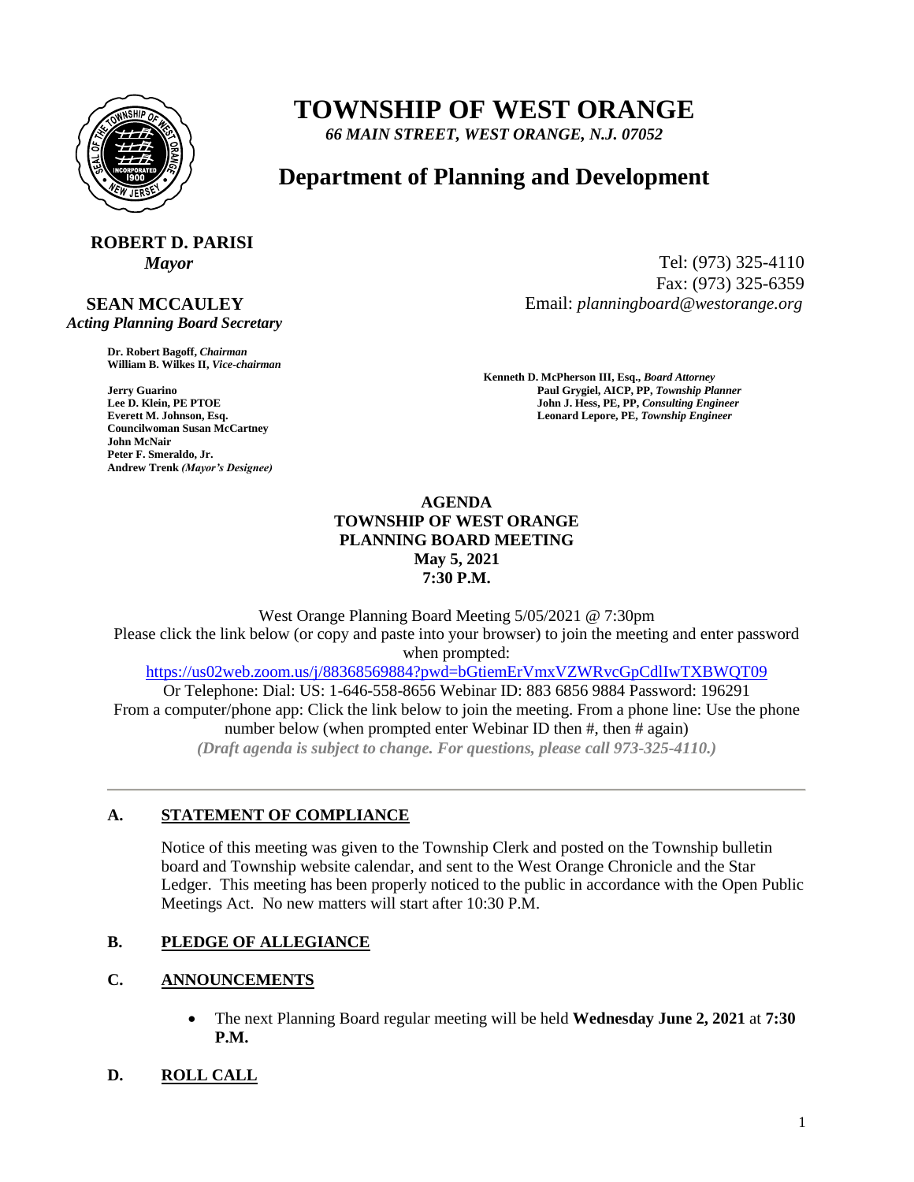# TOWNSHIP OF WEST ORANGE

*66 MAIN STREET, WEST ORANGE, N.J. 07052*

## Department of Planning and Development

**ROBERT D. PARISI**
*Mayor*

**SEAN MCCAULEY**
*Acting Planning Board Secretary*

Tel: (973) 325-4110
Fax: (973) 325-6359
Email: *planningboard@westorange.org*

**Dr. Robert Bagoff,** ***Chairman***
**William B. Wilkes II,** ***Vice-chairman***

**Jerry Guarino**
**Lee D. Klein, PE PTOE**
**Everett M. Johnson, Esq.**
**Councilwoman Susan McCartney**
**John McNair**
**Peter F. Smeraldo, Jr.**
**Andrew Trenk** ***(Mayor's Designee)***

**Kenneth D. McPherson III, Esq.,** ***Board Attorney***
**Paul Grygiel, AICP, PP,** ***Township Planner***
**John J. Hess, PE, PP,** ***Consulting Engineer***
**Leonard Lepore, PE,** ***Township Engineer***

**AGENDA**
**TOWNSHIP OF WEST ORANGE**
**PLANNING BOARD MEETING**
**May 5, 2021**
**7:30 P.M.**

West Orange Planning Board Meeting 5/05/2021 @ 7:30pm
Please click the link below (or copy and paste into your browser) to join the meeting and enter password when prompted:
https://us02web.zoom.us/j/88368569884?pwd=bGtiemErVmxVZWRvcGpCdlIwTXBWQT09
Or Telephone: Dial: US: 1-646-558-8656 Webinar ID: 883 6856 9884 Password: 196291
From a computer/phone app: Click the link below to join the meeting. From a phone line: Use the phone number below (when prompted enter Webinar ID then #, then # again)
*(Draft agenda is subject to change. For questions, please call 973-325-4110.)*

---

**A. STATEMENT OF COMPLIANCE**

Notice of this meeting was given to the Township Clerk and posted on the Township bulletin board and Township website calendar, and sent to the West Orange Chronicle and the Star Ledger. This meeting has been properly noticed to the public in accordance with the Open Public Meetings Act. No new matters will start after 10:30 P.M.

**B. PLEDGE OF ALLEGIANCE**

**C. ANNOUNCEMENTS**

- The next Planning Board regular meeting will be held **Wednesday June 2, 2021** at **7:30 P.M.**

**D. ROLL CALL**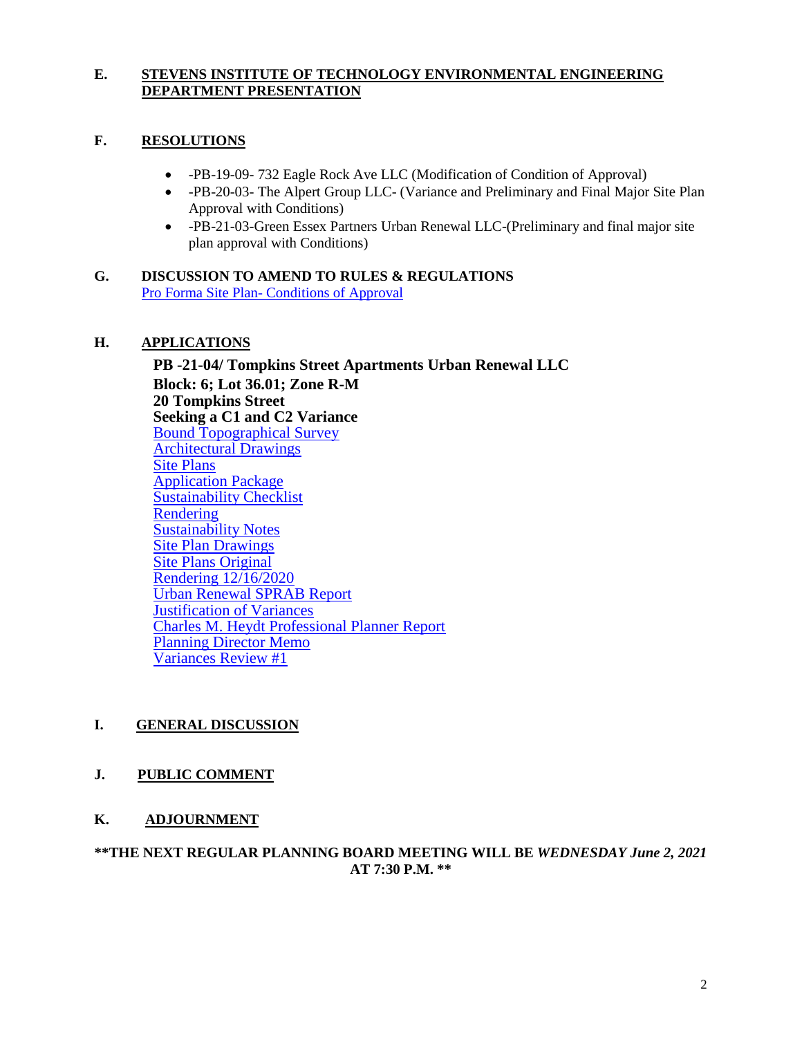## E. STEVENS INSTITUTE OF TECHNOLOGY ENVIRONMENTAL ENGINEERING DEPARTMENT PRESENTATION

## F. RESOLUTIONS

- -PB-19-09- 732 Eagle Rock Ave LLC (Modification of Condition of Approval)
- -PB-20-03- The Alpert Group LLC- (Variance and Preliminary and Final Major Site Plan Approval with Conditions)
- -PB-21-03-Green Essex Partners Urban Renewal LLC-(Preliminary and final major site plan approval with Conditions)

## G. DISCUSSION TO AMEND TO RULES & REGULATIONS

Pro Forma Site Plan- Conditions of Approval

## H. APPLICATIONS

**PB -21-04/ Tompkins Street Apartments Urban Renewal LLC**
**Block: 6; Lot 36.01; Zone R-M**
**20 Tompkins Street**
**Seeking a C1 and C2 Variance**

Bound Topographical Survey
Architectural Drawings
Site Plans
Application Package
Sustainability Checklist
Rendering
Sustainability Notes
Site Plan Drawings
Site Plans Original
Rendering 12/16/2020
Urban Renewal SPRAB Report
Justification of Variances
Charles M. Heydt Professional Planner Report
Planning Director Memo
Variances Review #1

## I. GENERAL DISCUSSION

## J. PUBLIC COMMENT

## K. ADJOURNMENT

**\*\*THE NEXT REGULAR PLANNING BOARD MEETING WILL BE *WEDNESDAY June 2, 2021* AT 7:30 P.M. \*\***